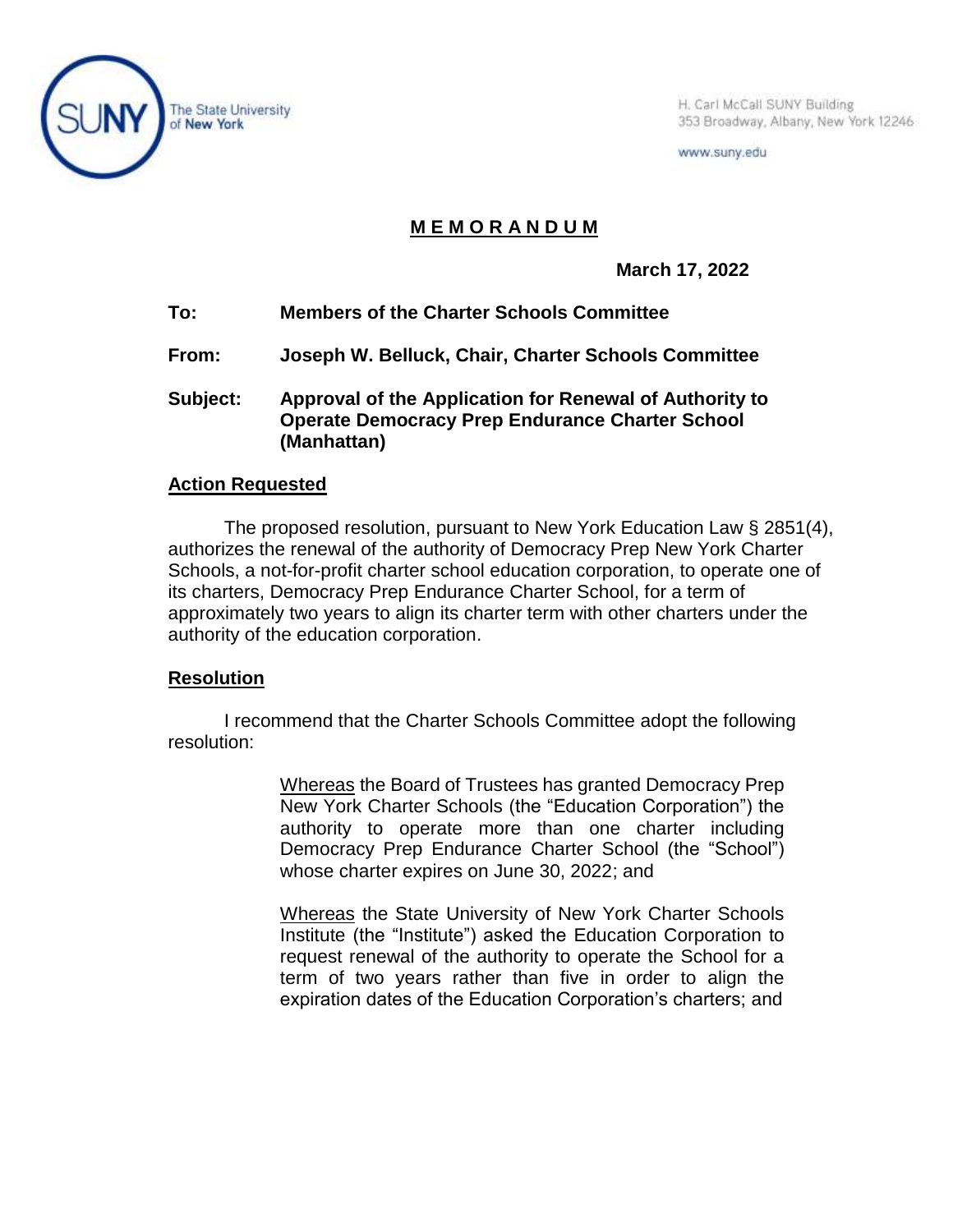The State University of New York

H. Carl McCall SUNY Building
353 Broadway, Albany, New York 12246

www.suny.edu

# M E M O R A N D U M

**March 17, 2022**

**To:** **Members of the Charter Schools Committee**

**From:** **Joseph W. Belluck, Chair, Charter Schools Committee**

**Subject:** **Approval of the Application for Renewal of Authority to Operate Democracy Prep Endurance Charter School (Manhattan)**

## Action Requested

The proposed resolution, pursuant to New York Education Law § 2851(4), authorizes the renewal of the authority of Democracy Prep New York Charter Schools, a not-for-profit charter school education corporation, to operate one of its charters, Democracy Prep Endurance Charter School, for a term of approximately two years to align its charter term with other charters under the authority of the education corporation.

## Resolution

I recommend that the Charter Schools Committee adopt the following resolution:

> Whereas the Board of Trustees has granted Democracy Prep New York Charter Schools (the "Education Corporation") the authority to operate more than one charter including Democracy Prep Endurance Charter School (the "School") whose charter expires on June 30, 2022; and
>
> Whereas the State University of New York Charter Schools Institute (the "Institute") asked the Education Corporation to request renewal of the authority to operate the School for a term of two years rather than five in order to align the expiration dates of the Education Corporation's charters; and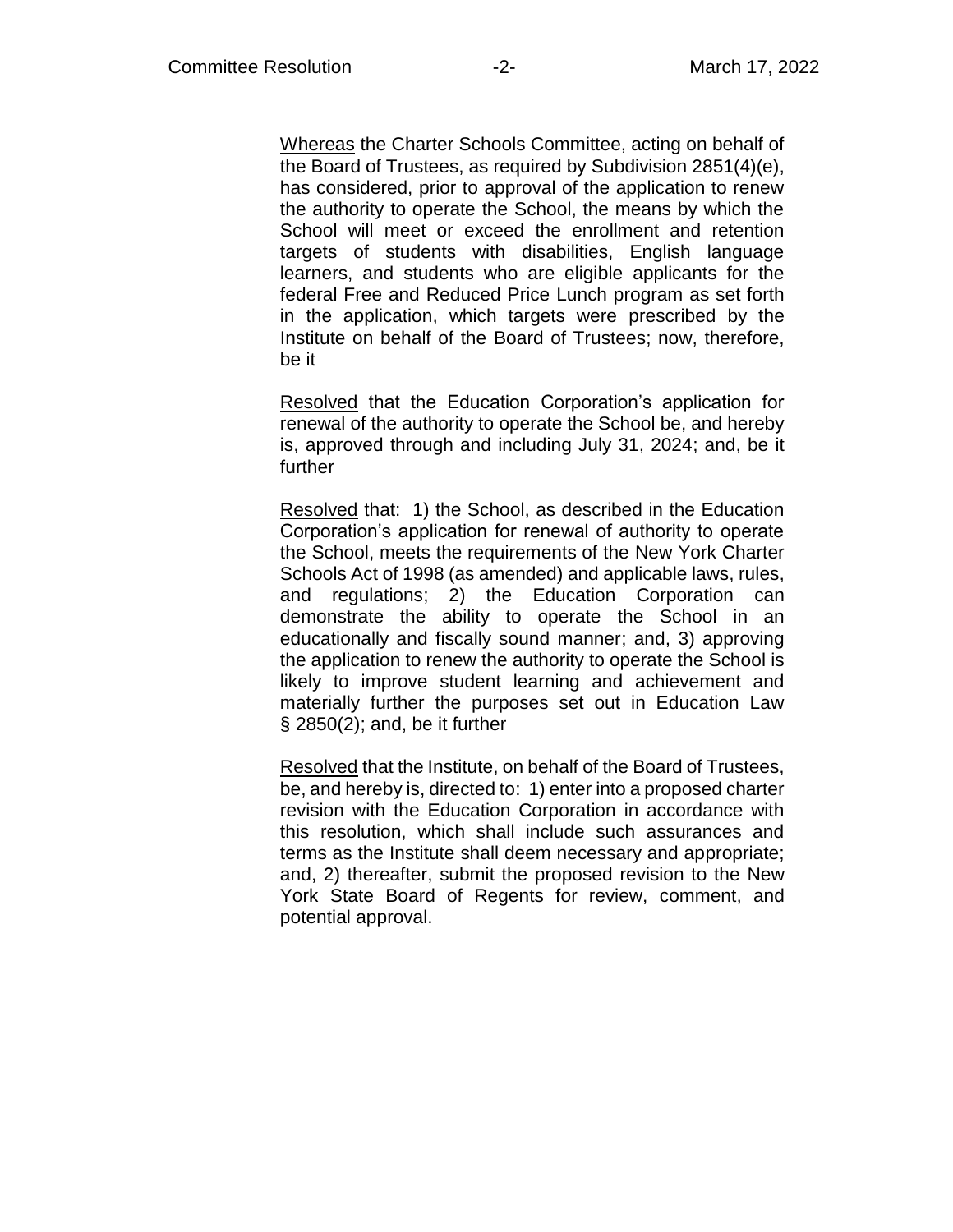Whereas the Charter Schools Committee, acting on behalf of the Board of Trustees, as required by Subdivision 2851(4)(e), has considered, prior to approval of the application to renew the authority to operate the School, the means by which the School will meet or exceed the enrollment and retention targets of students with disabilities, English language learners, and students who are eligible applicants for the federal Free and Reduced Price Lunch program as set forth in the application, which targets were prescribed by the Institute on behalf of the Board of Trustees; now, therefore, be it

Resolved that the Education Corporation's application for renewal of the authority to operate the School be, and hereby is, approved through and including July 31, 2024; and, be it further

Resolved that: 1) the School, as described in the Education Corporation's application for renewal of authority to operate the School, meets the requirements of the New York Charter Schools Act of 1998 (as amended) and applicable laws, rules, and regulations; 2) the Education Corporation can demonstrate the ability to operate the School in an educationally and fiscally sound manner; and, 3) approving the application to renew the authority to operate the School is likely to improve student learning and achievement and materially further the purposes set out in Education Law § 2850(2); and, be it further

Resolved that the Institute, on behalf of the Board of Trustees, be, and hereby is, directed to: 1) enter into a proposed charter revision with the Education Corporation in accordance with this resolution, which shall include such assurances and terms as the Institute shall deem necessary and appropriate; and, 2) thereafter, submit the proposed revision to the New York State Board of Regents for review, comment, and potential approval.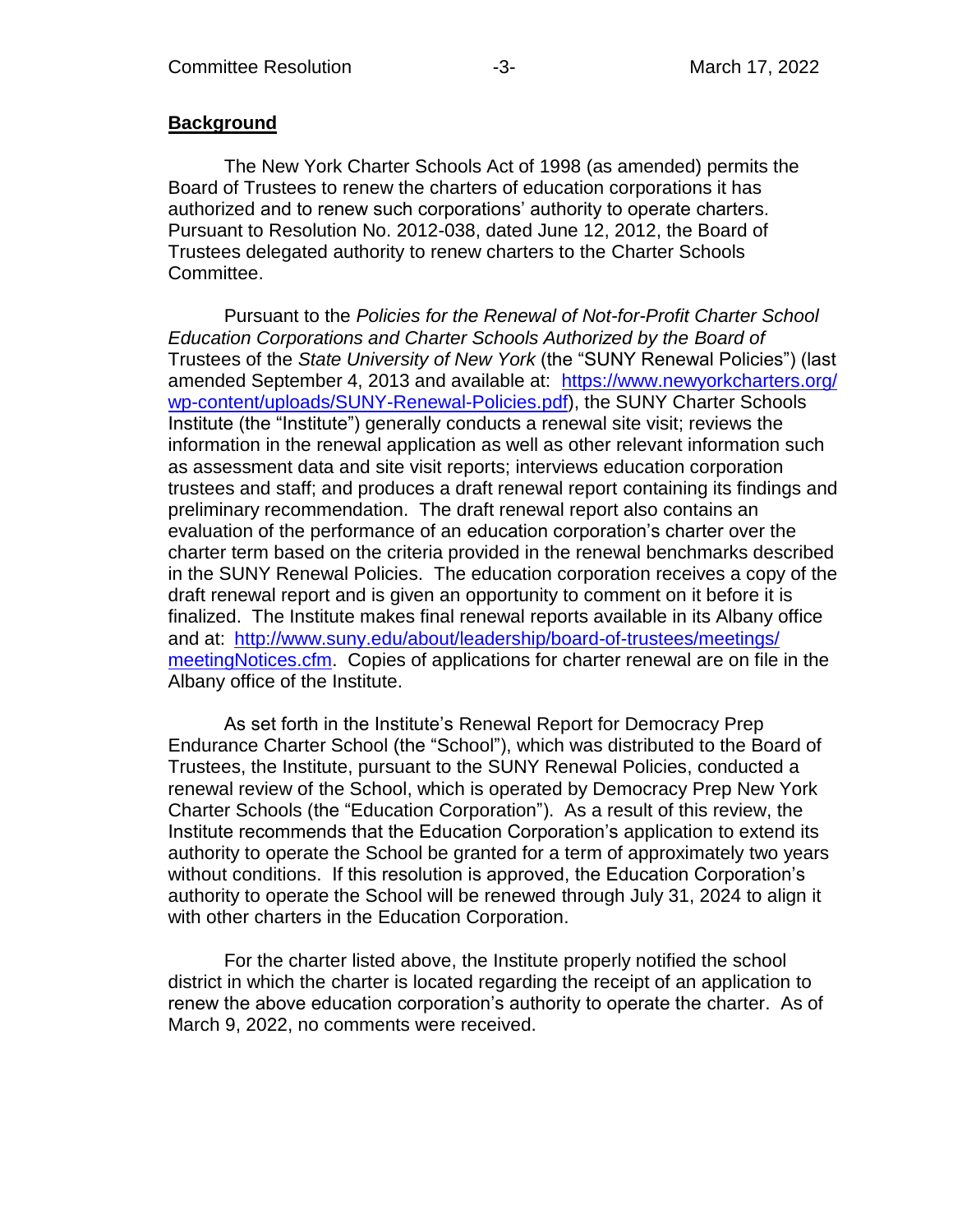**Background**

The New York Charter Schools Act of 1998 (as amended) permits the Board of Trustees to renew the charters of education corporations it has authorized and to renew such corporations' authority to operate charters. Pursuant to Resolution No. 2012-038, dated June 12, 2012, the Board of Trustees delegated authority to renew charters to the Charter Schools Committee.

Pursuant to the *Policies for the Renewal of Not-for-Profit Charter School Education Corporations and Charter Schools Authorized by the Board of* Trustees of the *State University of New York* (the "SUNY Renewal Policies") (last amended September 4, 2013 and available at: [https://www.newyorkcharters.org/wp-content/uploads/SUNY-Renewal-Policies.pdf](https://www.newyorkcharters.org/wp-content/uploads/SUNY-Renewal-Policies.pdf)), the SUNY Charter Schools Institute (the "Institute") generally conducts a renewal site visit; reviews the information in the renewal application as well as other relevant information such as assessment data and site visit reports; interviews education corporation trustees and staff; and produces a draft renewal report containing its findings and preliminary recommendation. The draft renewal report also contains an evaluation of the performance of an education corporation's charter over the charter term based on the criteria provided in the renewal benchmarks described in the SUNY Renewal Policies. The education corporation receives a copy of the draft renewal report and is given an opportunity to comment on it before it is finalized. The Institute makes final renewal reports available in its Albany office and at: [http://www.suny.edu/about/leadership/board-of-trustees/meetings/meetingNotices.cfm](http://www.suny.edu/about/leadership/board-of-trustees/meetings/meetingNotices.cfm). Copies of applications for charter renewal are on file in the Albany office of the Institute.

As set forth in the Institute's Renewal Report for Democracy Prep Endurance Charter School (the "School"), which was distributed to the Board of Trustees, the Institute, pursuant to the SUNY Renewal Policies, conducted a renewal review of the School, which is operated by Democracy Prep New York Charter Schools (the "Education Corporation"). As a result of this review, the Institute recommends that the Education Corporation's application to extend its authority to operate the School be granted for a term of approximately two years without conditions. If this resolution is approved, the Education Corporation's authority to operate the School will be renewed through July 31, 2024 to align it with other charters in the Education Corporation.

For the charter listed above, the Institute properly notified the school district in which the charter is located regarding the receipt of an application to renew the above education corporation's authority to operate the charter. As of March 9, 2022, no comments were received.